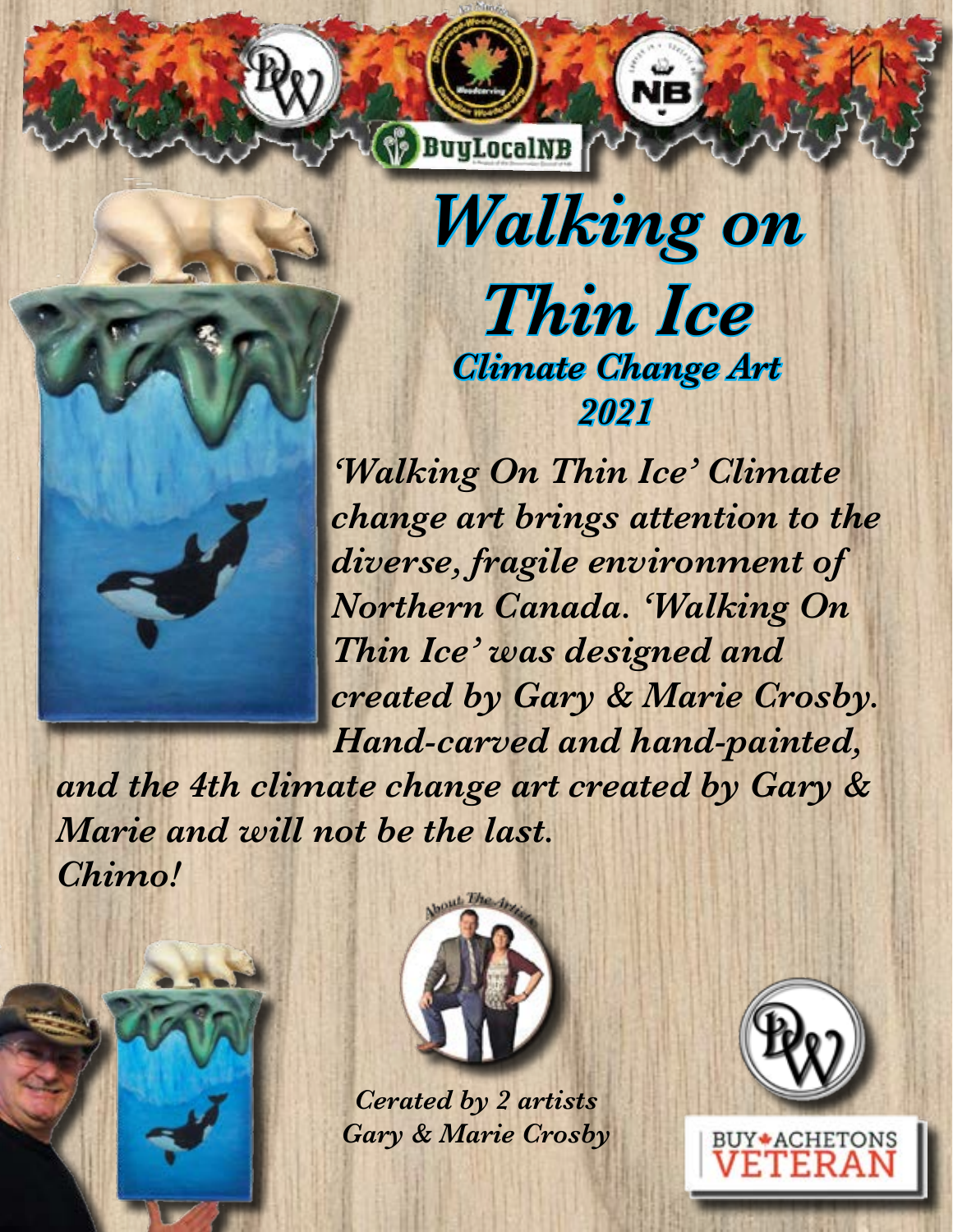# Walking on Thin Ice

## Climate Change Art

## 2021

*'Walking On Thin Ice' Climate change art brings attention to the diverse, fragile environment of Northern Canada. 'Walking On Thin Ice' was designed and created by Gary & Marie Crosby. Hand-carved and hand-painted, and the 4th climate change art created by Gary & Marie and will not be the last.*
*Chimo!*

*Cerated by 2 artists*
*Gary & Marie Crosby*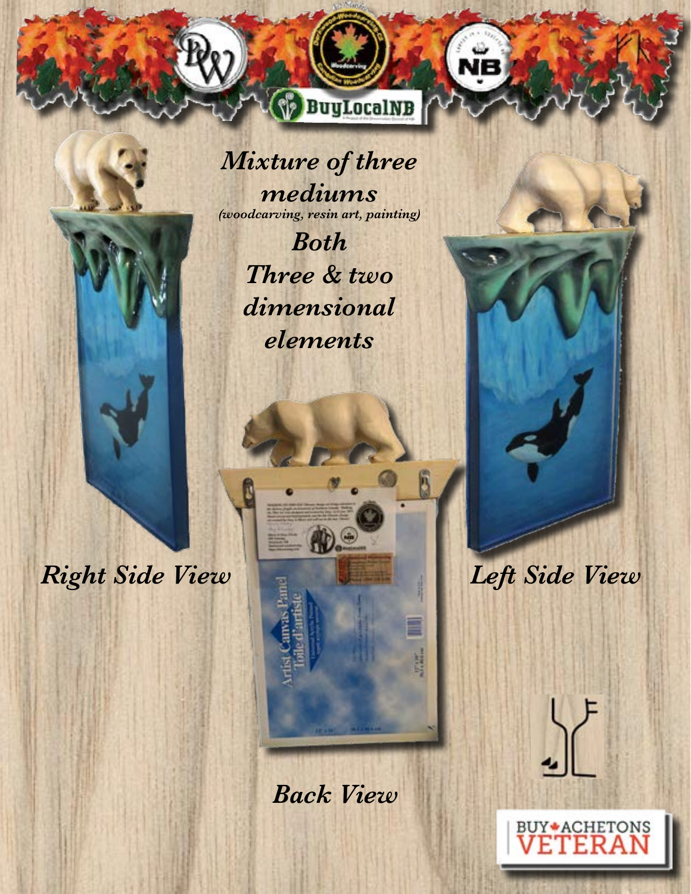*Mixture of three mediums*
*(woodcarving, resin art, painting)*

*Both Three & two dimensional elements*

*Right Side View*

*Left Side View*

*Back View*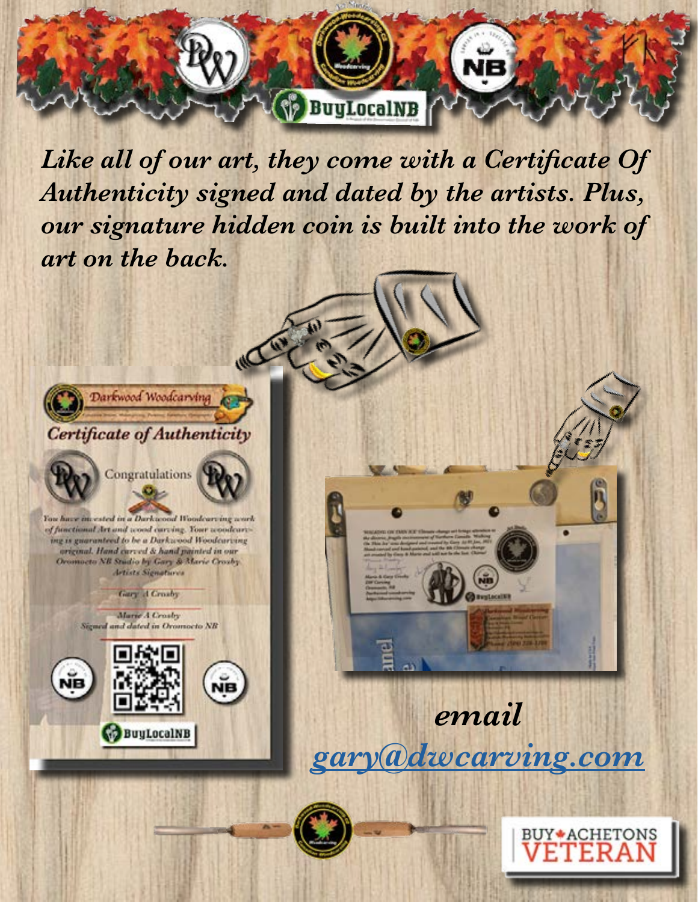*Like all of our art, they come with a Certificate Of Authenticity signed and dated by the artists. Plus, our signature hidden coin is built into the work of art on the back.*

Darkwood Woodcarving

*Certificate of Authenticity*

Congratulations

*You have invested in a Darkwood Woodcarving work of functional Art and wood carving. Your woodcarving is guaranteed to be a Darkwood Woodcarving original. Hand carved & hand painted in our Oromocto NB Studio by Gary & Marie Crosby*

*Artists Signatures*

*Gary A Crosby*

*Marie A Crosby*

*Signed and dated in Oromocto NB*

BuyLocalNB

***email***

***[gary@dwcarving.com](mailto:gary@dwcarving.com)***

BUY ACHETONS VETERAN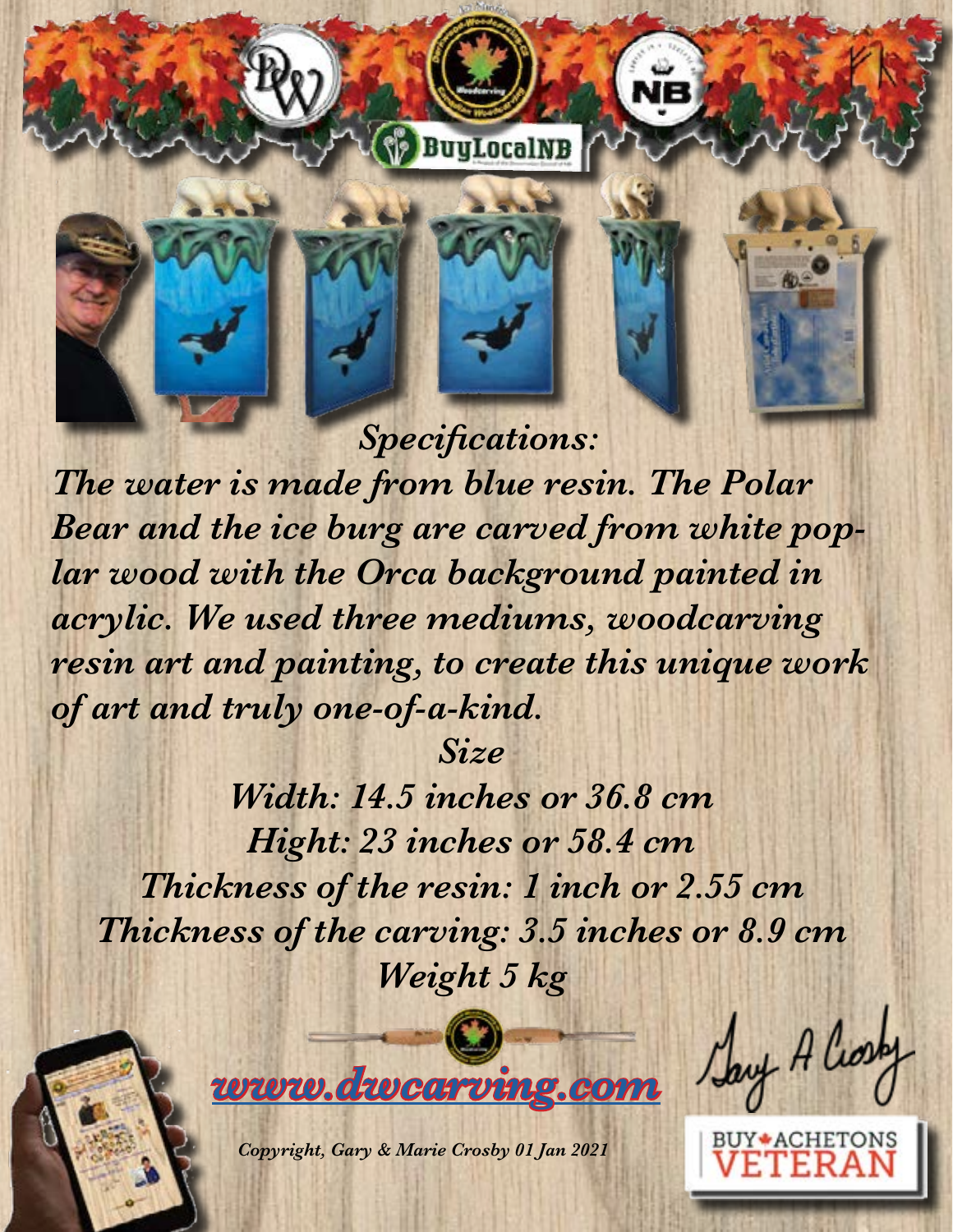*Specifications:*

*The water is made from blue resin. The Polar Bear and the ice burg are carved from white poplar wood with the Orca background painted in acrylic. We used three mediums, woodcarving resin art and painting, to create this unique work of art and truly one-of-a-kind.*

*Size*

*Width: 14.5 inches or 36.8 cm*

*Hight: 23 inches or 58.4 cm*

*Thickness of the resin: 1 inch or 2.55 cm*

*Thickness of the carving: 3.5 inches or 8.9 cm*

*Weight 5 kg*

*www.dwcarving.com*

Gary A Crosby

*Copyright, Gary & Marie Crosby 01 Jan 2021*

BUY ACHETONS VETERAN